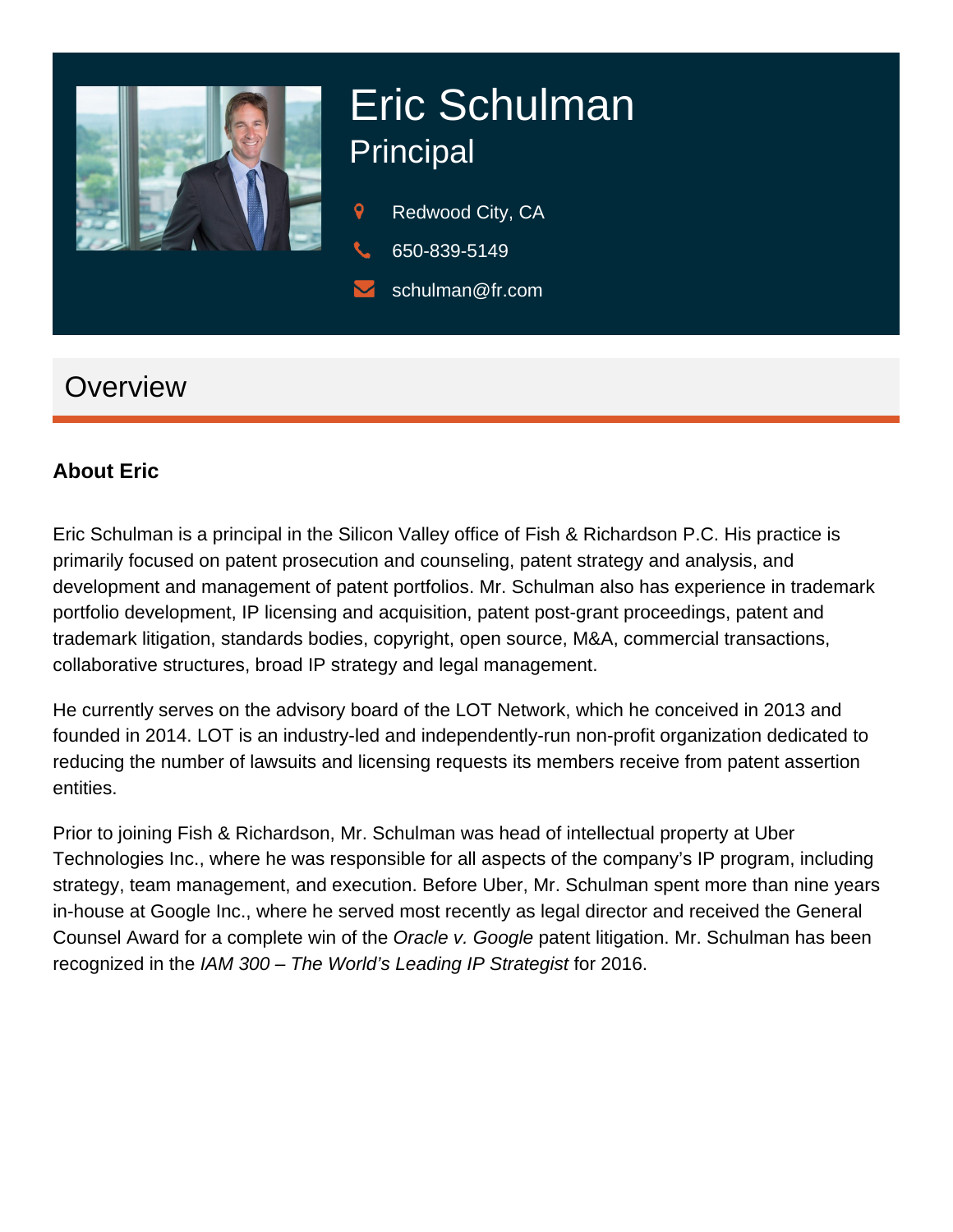# Eric Schulman

## Principal

Redwood City, CA

650-839-5149

schulman@fr.com

## Overview

### About Eric

Eric Schulman is a principal in the Silicon Valley office of Fish & Richardson P.C. His practice is primarily focused on patent prosecution and counseling, patent strategy and analysis, and development and management of patent portfolios. Mr. Schulman also has experience in trademark portfolio development, IP licensing and acquisition, patent post-grant proceedings, patent and trademark litigation, standards bodies, copyright, open source, M&A, commercial transactions, collaborative structures, broad IP strategy and legal management.

He currently serves on the advisory board of the LOT Network, which he conceived in 2013 and founded in 2014. LOT is an industry-led and independently-run non-profit organization dedicated to reducing the number of lawsuits and licensing requests its members receive from patent assertion entities.

Prior to joining Fish & Richardson, Mr. Schulman was head of intellectual property at Uber Technologies Inc., where he was responsible for all aspects of the company's IP program, including strategy, team management, and execution. Before Uber, Mr. Schulman spent more than nine years in-house at Google Inc., where he served most recently as legal director and received the General Counsel Award for a complete win of the *Oracle v. Google* patent litigation. Mr. Schulman has been recognized in the *IAM 300 – The World's Leading IP Strategist* for 2016.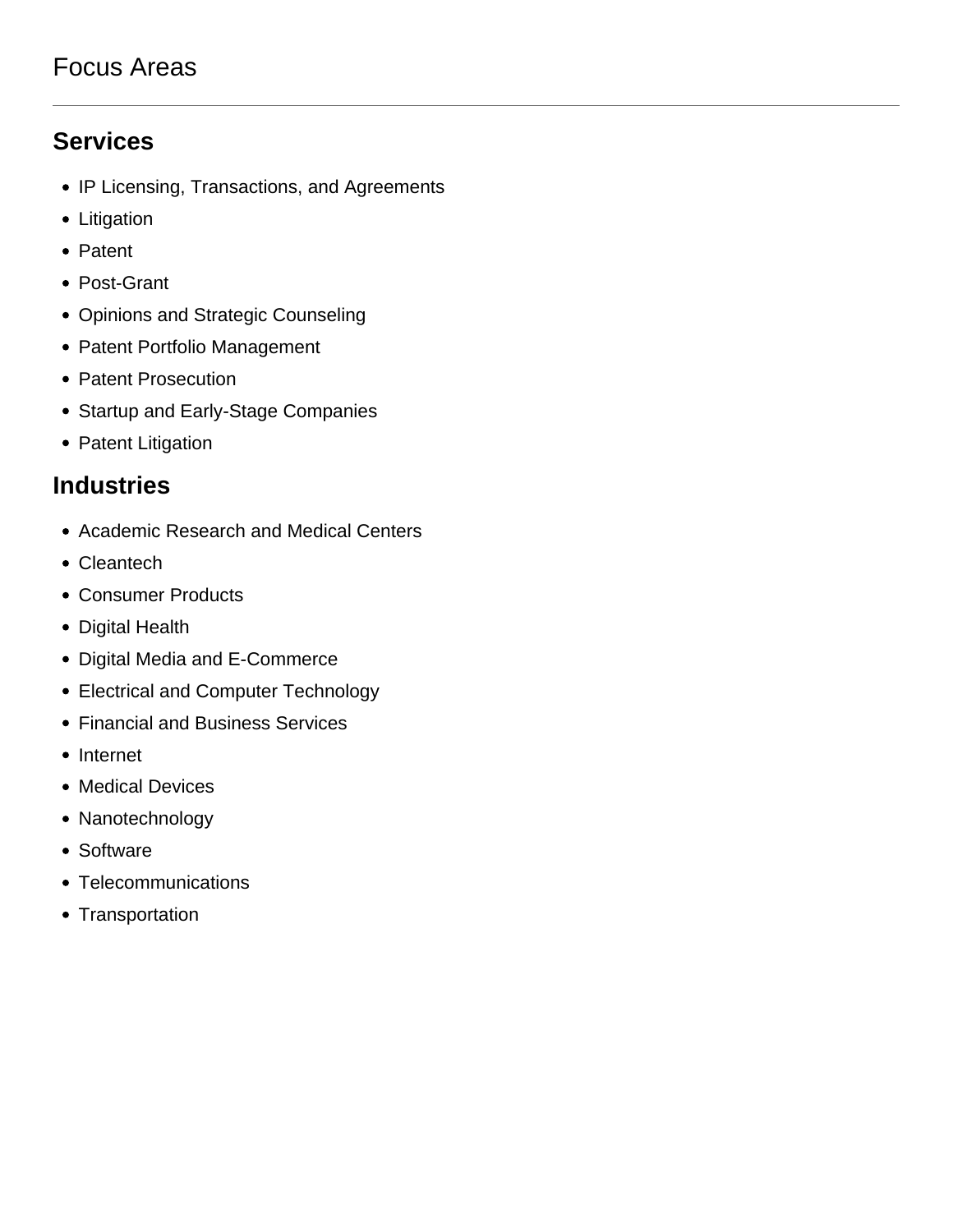# Focus Areas

## Services

- IP Licensing, Transactions, and Agreements
- Litigation
- Patent
- Post-Grant
- Opinions and Strategic Counseling
- Patent Portfolio Management
- Patent Prosecution
- Startup and Early-Stage Companies
- Patent Litigation

## Industries

- Academic Research and Medical Centers
- Cleantech
- Consumer Products
- Digital Health
- Digital Media and E-Commerce
- Electrical and Computer Technology
- Financial and Business Services
- Internet
- Medical Devices
- Nanotechnology
- Software
- Telecommunications
- Transportation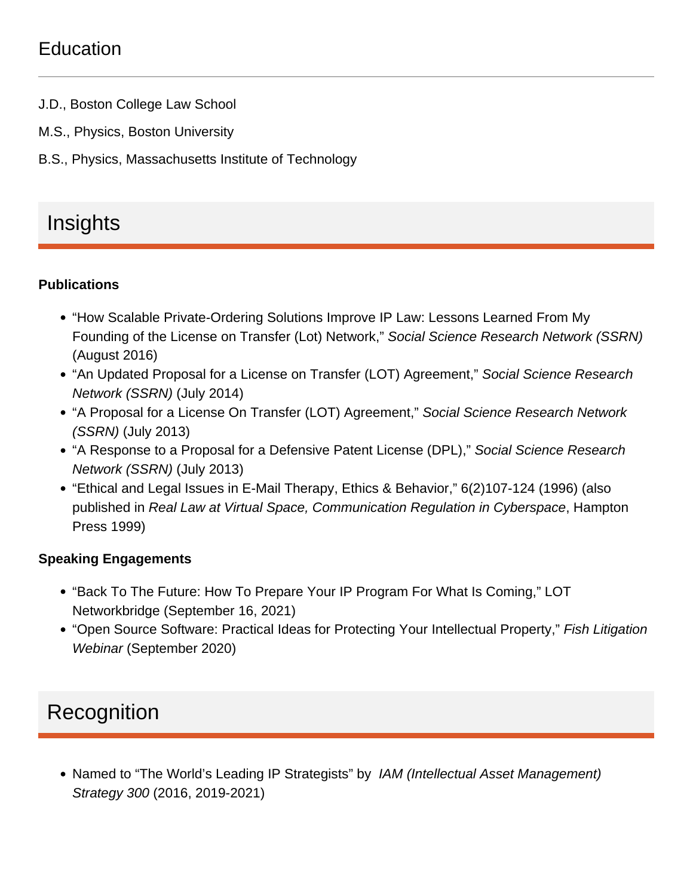## Education

J.D., Boston College Law School

M.S., Physics, Boston University

B.S., Physics, Massachusetts Institute of Technology

## Insights

**Publications**

- "How Scalable Private-Ordering Solutions Improve IP Law: Lessons Learned From My Founding of the License on Transfer (Lot) Network," *Social Science Research Network (SSRN)* (August 2016)
- "An Updated Proposal for a License on Transfer (LOT) Agreement," *Social Science Research Network (SSRN)* (July 2014)
- "A Proposal for a License On Transfer (LOT) Agreement," *Social Science Research Network (SSRN)* (July 2013)
- "A Response to a Proposal for a Defensive Patent License (DPL)," *Social Science Research Network (SSRN)* (July 2013)
- "Ethical and Legal Issues in E-Mail Therapy, Ethics & Behavior," 6(2)107-124 (1996) (also published in *Real Law at Virtual Space, Communication Regulation in Cyberspace*, Hampton Press 1999)

**Speaking Engagements**

- "Back To The Future: How To Prepare Your IP Program For What Is Coming," LOT Networkbridge (September 16, 2021)
- "Open Source Software: Practical Ideas for Protecting Your Intellectual Property," *Fish Litigation Webinar* (September 2020)

## Recognition

- Named to "The World's Leading IP Strategists" by *IAM (Intellectual Asset Management) Strategy 300* (2016, 2019-2021)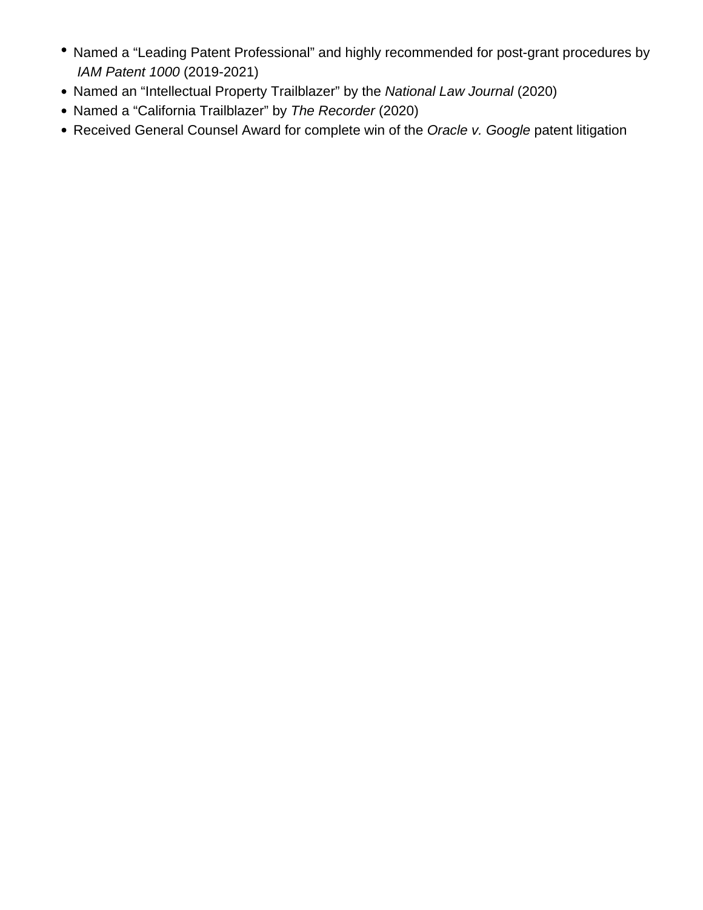- Named a "Leading Patent Professional" and highly recommended for post-grant procedures by *IAM Patent 1000* (2019-2021)
- Named an "Intellectual Property Trailblazer" by the *National Law Journal* (2020)
- Named a "California Trailblazer" by *The Recorder* (2020)
- Received General Counsel Award for complete win of the *Oracle v. Google* patent litigation